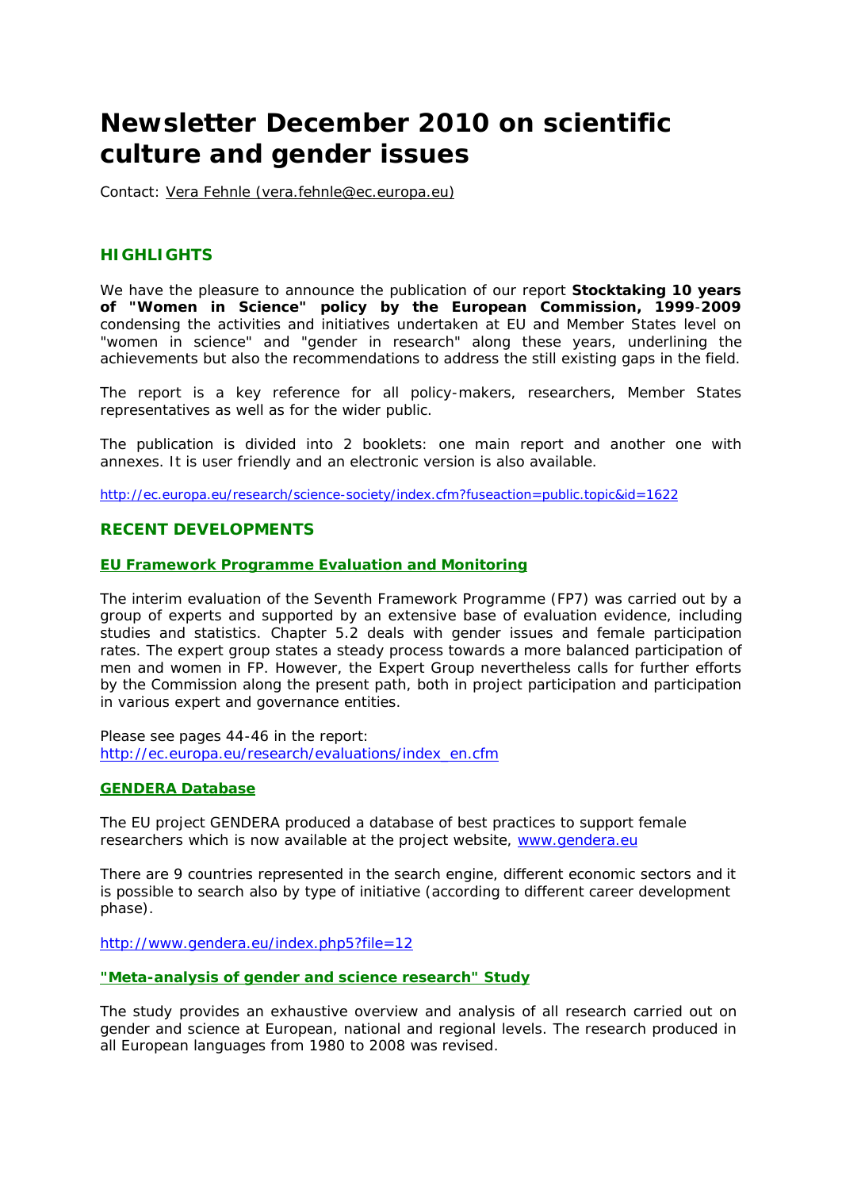# Newsletter December 2010 on scientific culture and gender issues

Contact: Vera Fehnle (vera.fehnle@ec.europa.eu)

## HIGHLIGHTS

We have the pleasure to announce the publication of our report **Stocktaking 10 years of "Women in Science" policy by the European Commission, 1999-2009** condensing the activities and initiatives undertaken at EU and Member States level on "women in science" and "gender in research" along these years, underlining the achievements but also the recommendations to address the still existing gaps in the field.

The report is a key reference for all policy-makers, researchers, Member States representatives as well as for the wider public.

The publication is divided into 2 booklets: one main report and another one with annexes. It is user friendly and an electronic version is also available.

http://ec.europa.eu/research/science-society/index.cfm?fuseaction=public.topic&id=1622

## RECENT DEVELOPMENTS

### EU Framework Programme Evaluation and Monitoring

The interim evaluation of the Seventh Framework Programme (FP7) was carried out by a group of experts and supported by an extensive base of evaluation evidence, including studies and statistics. Chapter 5.2 deals with gender issues and female participation rates. The expert group states a steady process towards a more balanced participation of men and women in FP. However, the Expert Group nevertheless calls for further efforts by the Commission along the present path, both in project participation and participation in various expert and governance entities.

Please see pages 44-46 in the report:
http://ec.europa.eu/research/evaluations/index_en.cfm

### GENDERA Database

The EU project GENDERA produced a database of best practices to support female researchers which is now available at the project website, www.gendera.eu

There are 9 countries represented in the search engine, different economic sectors and it is possible to search also by type of initiative (according to different career development phase).

http://www.gendera.eu/index.php5?file=12

### "Meta-analysis of gender and science research" Study

The study provides an exhaustive overview and analysis of all research carried out on gender and science at European, national and regional levels. The research produced in all European languages from 1980 to 2008 was revised.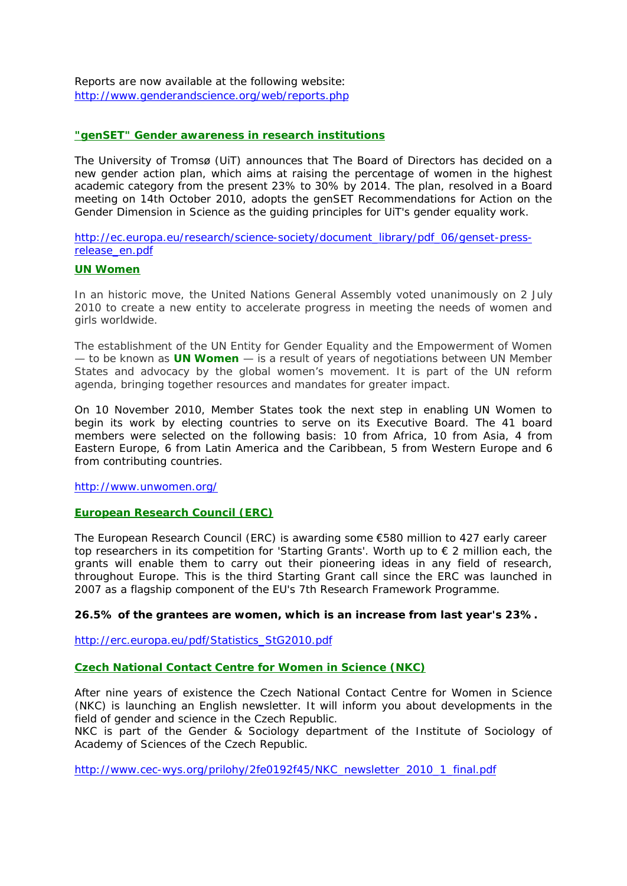Reports are now available at the following website:
http://www.genderandscience.org/web/reports.php

## "genSET" Gender awareness in research institutions

The University of Tromsø (UiT) announces that The Board of Directors has decided on a new gender action plan, which aims at raising the percentage of women in the highest academic category from the present 23% to 30% by 2014. The plan, resolved in a Board meeting on 14th October 2010, adopts the genSET Recommendations for Action on the Gender Dimension in Science as the guiding principles for UiT's gender equality work.

http://ec.europa.eu/research/science-society/document_library/pdf_06/genset-press-release_en.pdf

## UN Women

In an historic move, the United Nations General Assembly voted unanimously on 2 July 2010 to create a new entity to accelerate progress in meeting the needs of women and girls worldwide.

The establishment of the UN Entity for Gender Equality and the Empowerment of Women — to be known as **UN Women** — is a result of years of negotiations between UN Member States and advocacy by the global women's movement. It is part of the UN reform agenda, bringing together resources and mandates for greater impact.

On 10 November 2010, Member States took the next step in enabling UN Women to begin its work by electing countries to serve on its Executive Board. The 41 board members were selected on the following basis: 10 from Africa, 10 from Asia, 4 from Eastern Europe, 6 from Latin America and the Caribbean, 5 from Western Europe and 6 from contributing countries.

http://www.unwomen.org/

## European Research Council (ERC)

The European Research Council (ERC) is awarding some €580 million to 427 early career top researchers in its competition for 'Starting Grants'. Worth up to € 2 million each, the grants will enable them to carry out their pioneering ideas in any field of research, throughout Europe. This is the third Starting Grant call since the ERC was launched in 2007 as a flagship component of the EU's 7th Research Framework Programme.

**26.5% of the grantees are women, which is an increase from last year's 23%.**

http://erc.europa.eu/pdf/Statistics_StG2010.pdf

## Czech National Contact Centre for Women in Science (NKC)

After nine years of existence the Czech National Contact Centre for Women in Science (NKC) is launching an English newsletter. It will inform you about developments in the field of gender and science in the Czech Republic.
NKC is part of the Gender & Sociology department of the Institute of Sociology of Academy of Sciences of the Czech Republic.

http://www.cec-wys.org/prilohy/2fe0192f45/NKC_newsletter_2010_1_final.pdf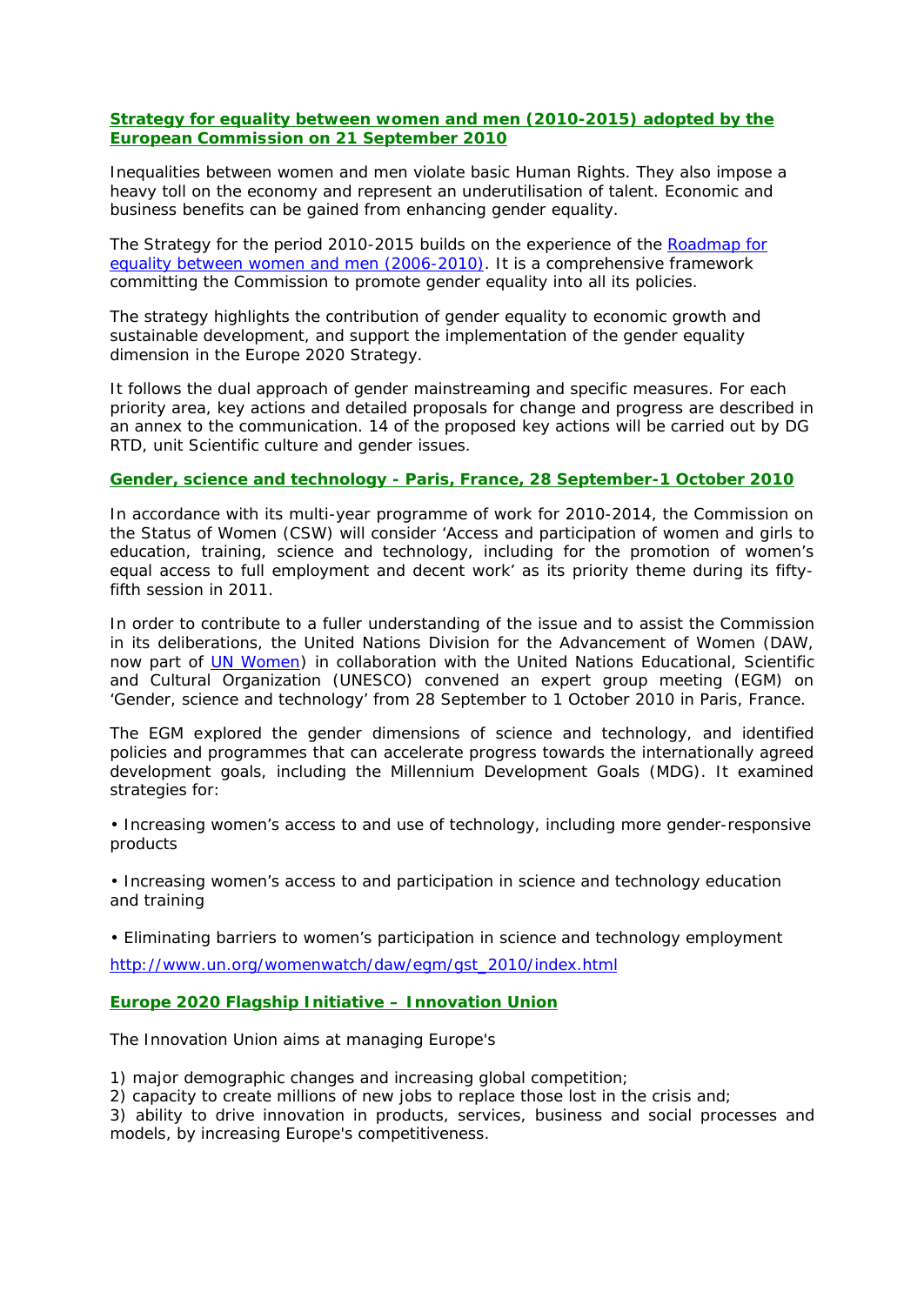## **Strategy for equality between women and men (2010-2015) adopted by the European Commission on 21 September 2010**

Inequalities between women and men violate basic Human Rights. They also impose a heavy toll on the economy and represent an underutilisation of talent. Economic and business benefits can be gained from enhancing gender equality.

The Strategy for the period 2010-2015 builds on the experience of the Roadmap for equality between women and men (2006-2010). It is a comprehensive framework committing the Commission to promote gender equality into all its policies.

The strategy highlights the contribution of gender equality to economic growth and sustainable development, and support the implementation of the gender equality dimension in the Europe 2020 Strategy.

It follows the dual approach of gender mainstreaming and specific measures. For each priority area, key actions and detailed proposals for change and progress are described in an annex to the communication. 14 of the proposed key actions will be carried out by DG RTD, unit Scientific culture and gender issues.

## **Gender, science and technology - Paris, France, 28 September-1 October 2010**

In accordance with its multi-year programme of work for 2010-2014, the Commission on the Status of Women (CSW) will consider 'Access and participation of women and girls to education, training, science and technology, including for the promotion of women's equal access to full employment and decent work' as its priority theme during its fifty-fifth session in 2011.

In order to contribute to a fuller understanding of the issue and to assist the Commission in its deliberations, the United Nations Division for the Advancement of Women (DAW, now part of UN Women) in collaboration with the United Nations Educational, Scientific and Cultural Organization (UNESCO) convened an expert group meeting (EGM) on 'Gender, science and technology' from 28 September to 1 October 2010 in Paris, France.

The EGM explored the gender dimensions of science and technology, and identified policies and programmes that can accelerate progress towards the internationally agreed development goals, including the Millennium Development Goals (MDG). It examined strategies for:

- Increasing women's access to and use of technology, including more gender-responsive products
- Increasing women's access to and participation in science and technology education and training
- Eliminating barriers to women's participation in science and technology employment

http://www.un.org/womenwatch/daw/egm/gst_2010/index.html

## **Europe 2020 Flagship Initiative – Innovation Union**

The Innovation Union aims at managing Europe's

1) major demographic changes and increasing global competition;
2) capacity to create millions of new jobs to replace those lost in the crisis and;
3) ability to drive innovation in products, services, business and social processes and models, by increasing Europe's competitiveness.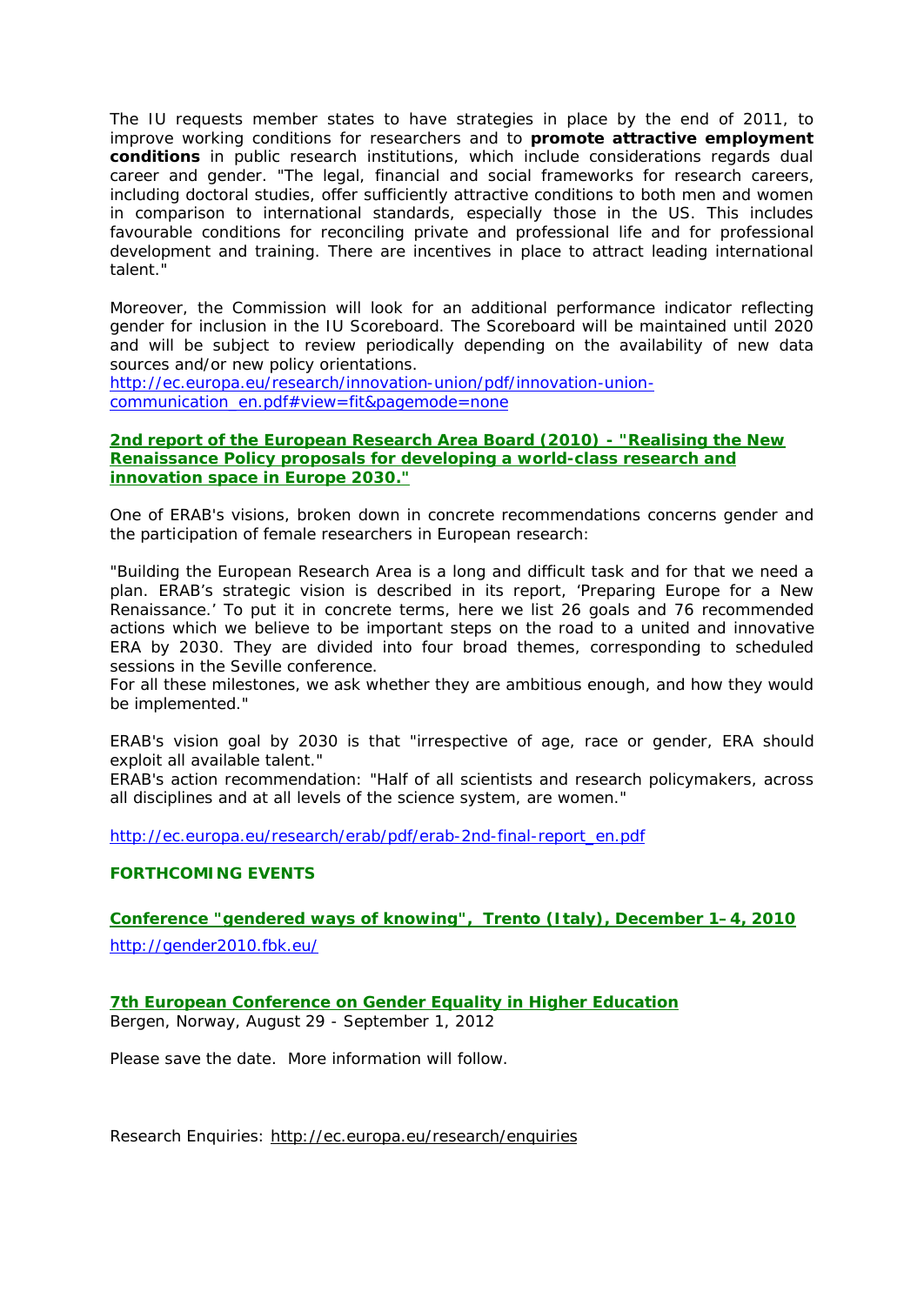The IU requests member states to have strategies in place by the end of 2011, to improve working conditions for researchers and to **promote attractive employment conditions** in public research institutions, which include considerations regards dual career and gender. "The legal, financial and social frameworks for research careers, including doctoral studies, offer sufficiently attractive conditions to both men and women in comparison to international standards, especially those in the US. This includes favourable conditions for reconciling private and professional life and for professional development and training. There are incentives in place to attract leading international talent."

Moreover, the Commission will look for an additional performance indicator reflecting gender for inclusion in the IU Scoreboard. The Scoreboard will be maintained until 2020 and will be subject to review periodically depending on the availability of new data sources and/or new policy orientations.
http://ec.europa.eu/research/innovation-union/pdf/innovation-union-communication_en.pdf#view=fit&pagemode=none

### 2nd report of the European Research Area Board (2010) - "Realising the New Renaissance Policy proposals for developing a world-class research and innovation space in Europe 2030."

One of ERAB's visions, broken down in concrete recommendations concerns gender and the participation of female researchers in European research:

"Building the European Research Area is a long and difficult task and for that we need a plan. ERAB's strategic vision is described in its report, 'Preparing Europe for a New Renaissance.' To put it in concrete terms, here we list 26 goals and 76 recommended actions which we believe to be important steps on the road to a united and innovative ERA by 2030. They are divided into four broad themes, corresponding to scheduled sessions in the Seville conference.
For all these milestones, we ask whether they are ambitious enough, and how they would be implemented."

ERAB's vision goal by 2030 is that "irrespective of age, race or gender, ERA should exploit all available talent."
ERAB's action recommendation: "Half of all scientists and research policymakers, across all disciplines and at all levels of the science system, are women."

http://ec.europa.eu/research/erab/pdf/erab-2nd-final-report_en.pdf

## FORTHCOMING EVENTS

### Conference "gendered ways of knowing", Trento (Italy), December 1–4, 2010

http://gender2010.fbk.eu/

### 7th European Conference on Gender Equality in Higher Education

Bergen, Norway, August 29 - September 1, 2012

Please save the date. More information will follow.

Research Enquiries: http://ec.europa.eu/research/enquiries